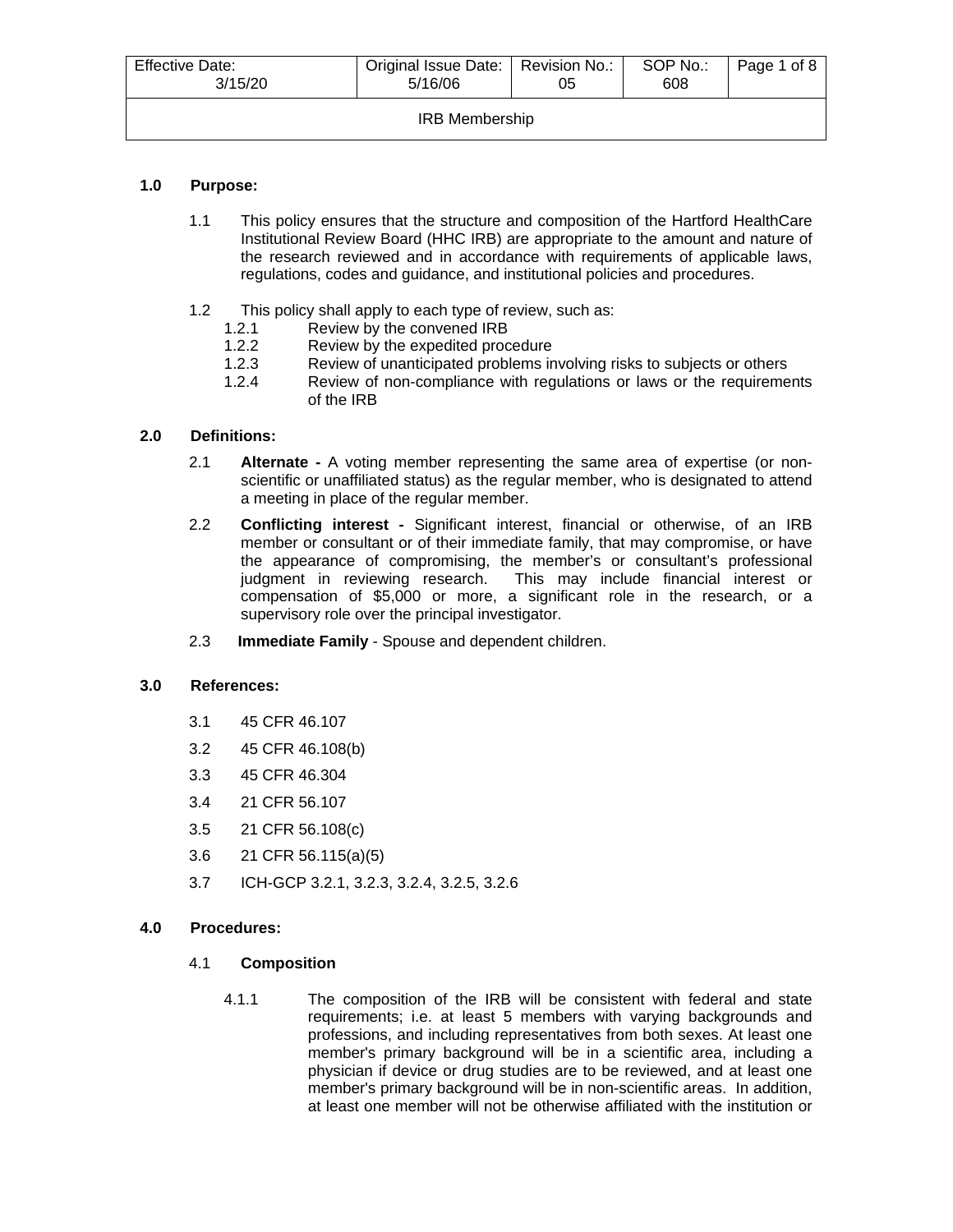| Effective Date: 3/15/20 | Original Issue Date: 5/16/06 | Revision No.: 05 | SOP No.: 608 |
|---|---|---|---|
| IRB Membership | | | |

## 1.0 Purpose:

1.1 This policy ensures that the structure and composition of the Hartford HealthCare Institutional Review Board (HHC IRB) are appropriate to the amount and nature of the research reviewed and in accordance with requirements of applicable laws, regulations, codes and guidance, and institutional policies and procedures.

1.2 This policy shall apply to each type of review, such as:

- 1.2.1 Review by the convened IRB
- 1.2.2 Review by the expedited procedure
- 1.2.3 Review of unanticipated problems involving risks to subjects or others
- 1.2.4 Review of non-compliance with regulations or laws or the requirements of the IRB

## 2.0 Definitions:

2.1 **Alternate -** A voting member representing the same area of expertise (or non-scientific or unaffiliated status) as the regular member, who is designated to attend a meeting in place of the regular member.

2.2 **Conflicting interest -** Significant interest, financial or otherwise, of an IRB member or consultant or of their immediate family, that may compromise, or have the appearance of compromising, the member's or consultant's professional judgment in reviewing research. This may include financial interest or compensation of $5,000 or more, a significant role in the research, or a supervisory role over the principal investigator.

2.3 **Immediate Family** - Spouse and dependent children.

## 3.0 References:

3.1 45 CFR 46.107

3.2 45 CFR 46.108(b)

3.3 45 CFR 46.304

3.4 21 CFR 56.107

3.5 21 CFR 56.108(c)

3.6 21 CFR 56.115(a)(5)

3.7 ICH-GCP 3.2.1, 3.2.3, 3.2.4, 3.2.5, 3.2.6

## 4.0 Procedures:

### 4.1 Composition

4.1.1 The composition of the IRB will be consistent with federal and state requirements; i.e. at least 5 members with varying backgrounds and professions, and including representatives from both sexes. At least one member's primary background will be in a scientific area, including a physician if device or drug studies are to be reviewed, and at least one member's primary background will be in non-scientific areas. In addition, at least one member will not be otherwise affiliated with the institution or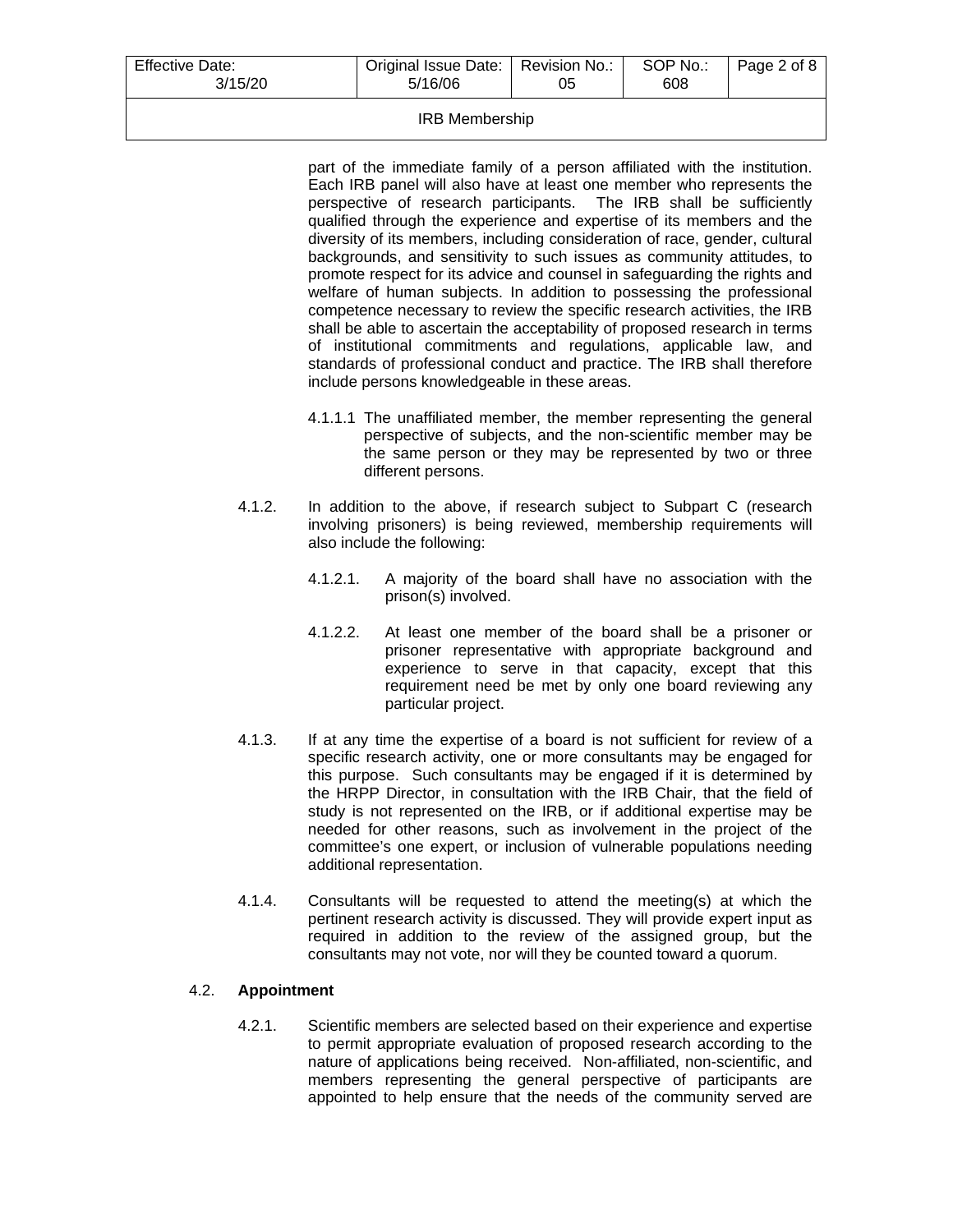part of the immediate family of a person affiliated with the institution. Each IRB panel will also have at least one member who represents the perspective of research participants. The IRB shall be sufficiently qualified through the experience and expertise of its members and the diversity of its members, including consideration of race, gender, cultural backgrounds, and sensitivity to such issues as community attitudes, to promote respect for its advice and counsel in safeguarding the rights and welfare of human subjects. In addition to possessing the professional competence necessary to review the specific research activities, the IRB shall be able to ascertain the acceptability of proposed research in terms of institutional commitments and regulations, applicable law, and standards of professional conduct and practice. The IRB shall therefore include persons knowledgeable in these areas.

4.1.1.1 The unaffiliated member, the member representing the general perspective of subjects, and the non-scientific member may be the same person or they may be represented by two or three different persons.

4.1.2. In addition to the above, if research subject to Subpart C (research involving prisoners) is being reviewed, membership requirements will also include the following:

4.1.2.1. A majority of the board shall have no association with the prison(s) involved.

4.1.2.2. At least one member of the board shall be a prisoner or prisoner representative with appropriate background and experience to serve in that capacity, except that this requirement need be met by only one board reviewing any particular project.

4.1.3. If at any time the expertise of a board is not sufficient for review of a specific research activity, one or more consultants may be engaged for this purpose. Such consultants may be engaged if it is determined by the HRPP Director, in consultation with the IRB Chair, that the field of study is not represented on the IRB, or if additional expertise may be needed for other reasons, such as involvement in the project of the committee's one expert, or inclusion of vulnerable populations needing additional representation.

4.1.4. Consultants will be requested to attend the meeting(s) at which the pertinent research activity is discussed. They will provide expert input as required in addition to the review of the assigned group, but the consultants may not vote, nor will they be counted toward a quorum.

4.2. **Appointment**

4.2.1. Scientific members are selected based on their experience and expertise to permit appropriate evaluation of proposed research according to the nature of applications being received. Non-affiliated, non-scientific, and members representing the general perspective of participants are appointed to help ensure that the needs of the community served are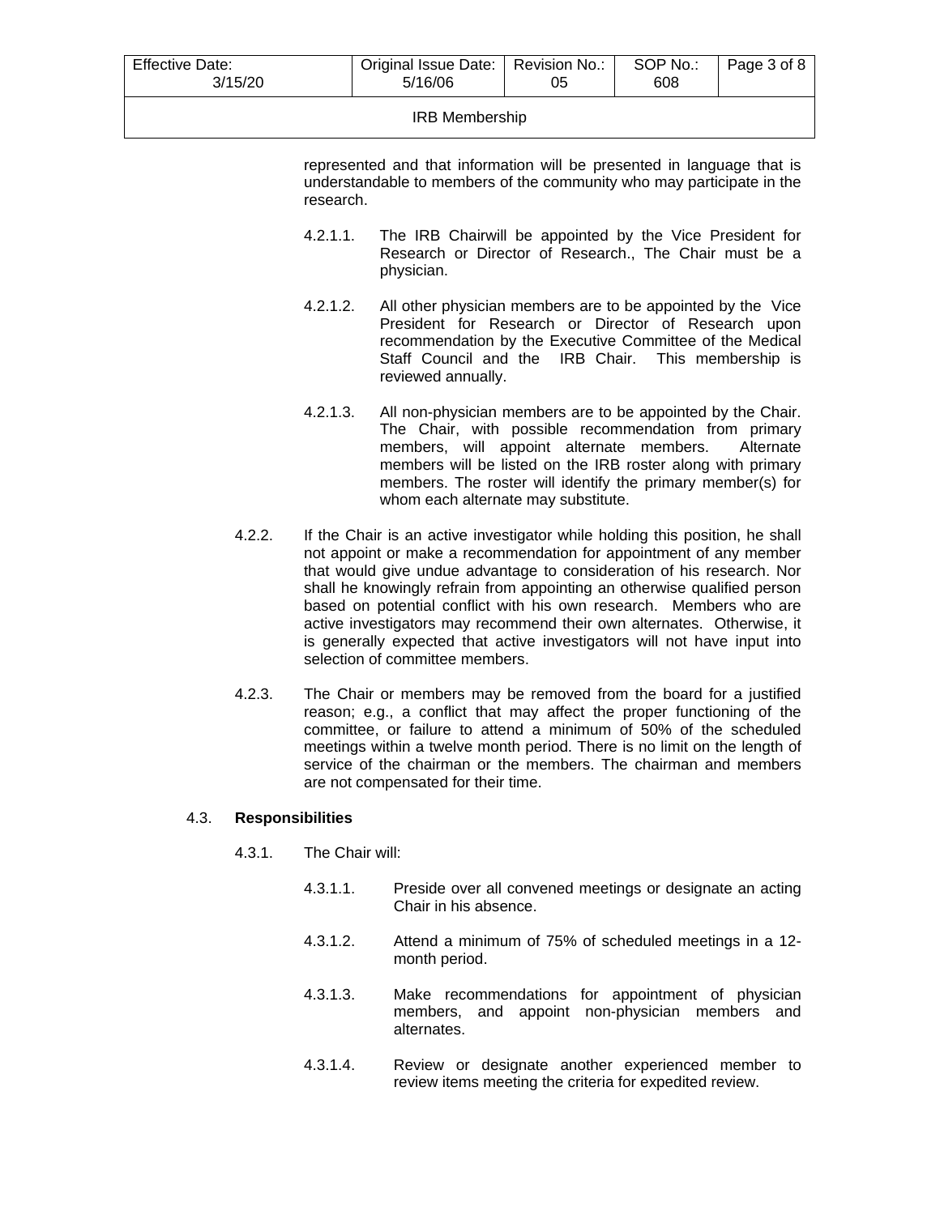represented and that information will be presented in language that is understandable to members of the community who may participate in the research.

4.2.1.1. The IRB Chairwill be appointed by the Vice President for Research or Director of Research., The Chair must be a physician.

4.2.1.2. All other physician members are to be appointed by the Vice President for Research or Director of Research upon recommendation by the Executive Committee of the Medical Staff Council and the IRB Chair. This membership is reviewed annually.

4.2.1.3. All non-physician members are to be appointed by the Chair. The Chair, with possible recommendation from primary members, will appoint alternate members. Alternate members will be listed on the IRB roster along with primary members. The roster will identify the primary member(s) for whom each alternate may substitute.

4.2.2. If the Chair is an active investigator while holding this position, he shall not appoint or make a recommendation for appointment of any member that would give undue advantage to consideration of his research. Nor shall he knowingly refrain from appointing an otherwise qualified person based on potential conflict with his own research. Members who are active investigators may recommend their own alternates. Otherwise, it is generally expected that active investigators will not have input into selection of committee members.

4.2.3. The Chair or members may be removed from the board for a justified reason; e.g., a conflict that may affect the proper functioning of the committee, or failure to attend a minimum of 50% of the scheduled meetings within a twelve month period. There is no limit on the length of service of the chairman or the members. The chairman and members are not compensated for their time.

4.3. **Responsibilities**

4.3.1. The Chair will:

4.3.1.1. Preside over all convened meetings or designate an acting Chair in his absence.

4.3.1.2. Attend a minimum of 75% of scheduled meetings in a 12-month period.

4.3.1.3. Make recommendations for appointment of physician members, and appoint non-physician members and alternates.

4.3.1.4. Review or designate another experienced member to review items meeting the criteria for expedited review.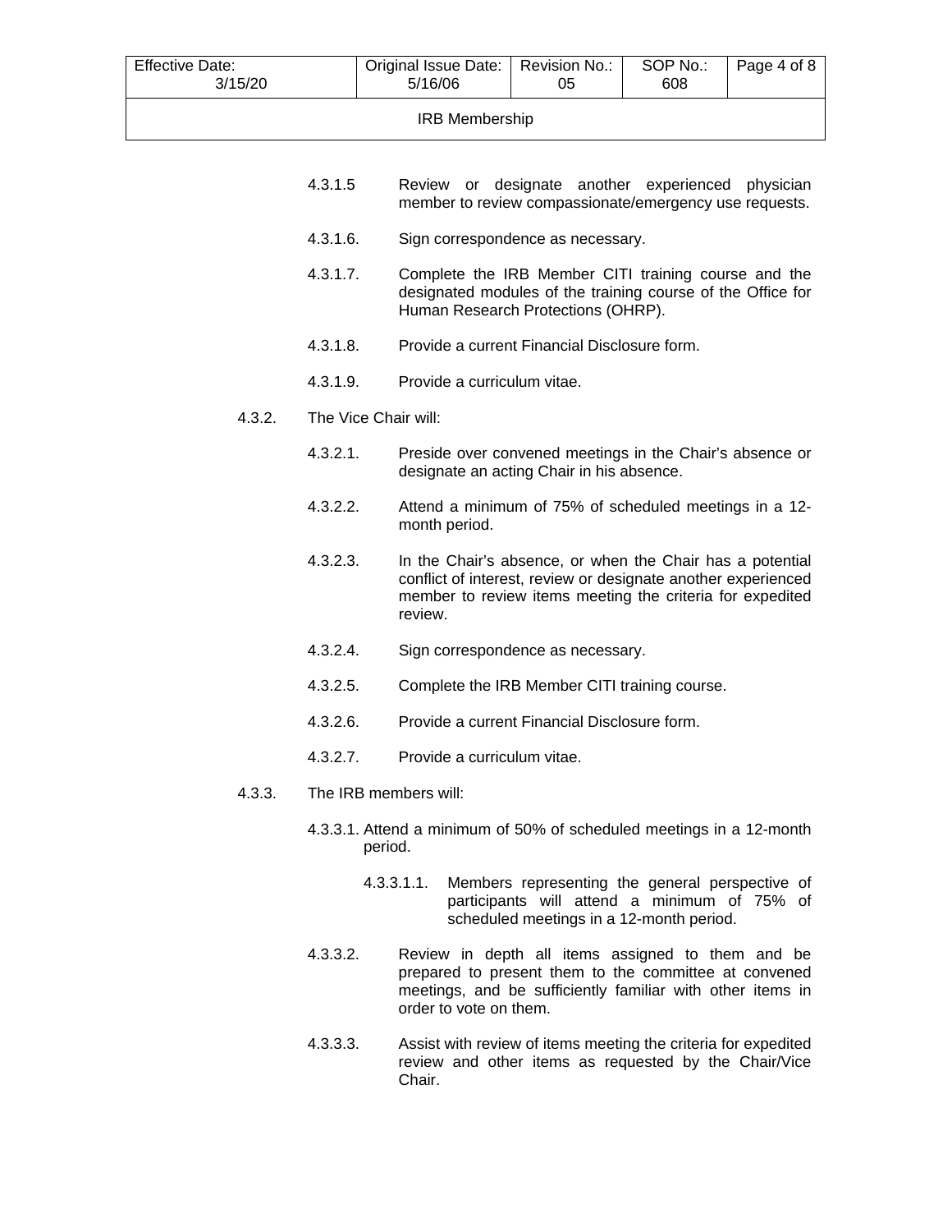4.3.1.5 Review or designate another experienced physician member to review compassionate/emergency use requests.

4.3.1.6. Sign correspondence as necessary.

4.3.1.7. Complete the IRB Member CITI training course and the designated modules of the training course of the Office for Human Research Protections (OHRP).

4.3.1.8. Provide a current Financial Disclosure form.

4.3.1.9. Provide a curriculum vitae.

4.3.2. The Vice Chair will:

4.3.2.1. Preside over convened meetings in the Chair's absence or designate an acting Chair in his absence.

4.3.2.2. Attend a minimum of 75% of scheduled meetings in a 12-month period.

4.3.2.3. In the Chair's absence, or when the Chair has a potential conflict of interest, review or designate another experienced member to review items meeting the criteria for expedited review.

4.3.2.4. Sign correspondence as necessary.

4.3.2.5. Complete the IRB Member CITI training course.

4.3.2.6. Provide a current Financial Disclosure form.

4.3.2.7. Provide a curriculum vitae.

4.3.3. The IRB members will:

4.3.3.1. Attend a minimum of 50% of scheduled meetings in a 12-month period.

4.3.3.1.1. Members representing the general perspective of participants will attend a minimum of 75% of scheduled meetings in a 12-month period.

4.3.3.2. Review in depth all items assigned to them and be prepared to present them to the committee at convened meetings, and be sufficiently familiar with other items in order to vote on them.

4.3.3.3. Assist with review of items meeting the criteria for expedited review and other items as requested by the Chair/Vice Chair.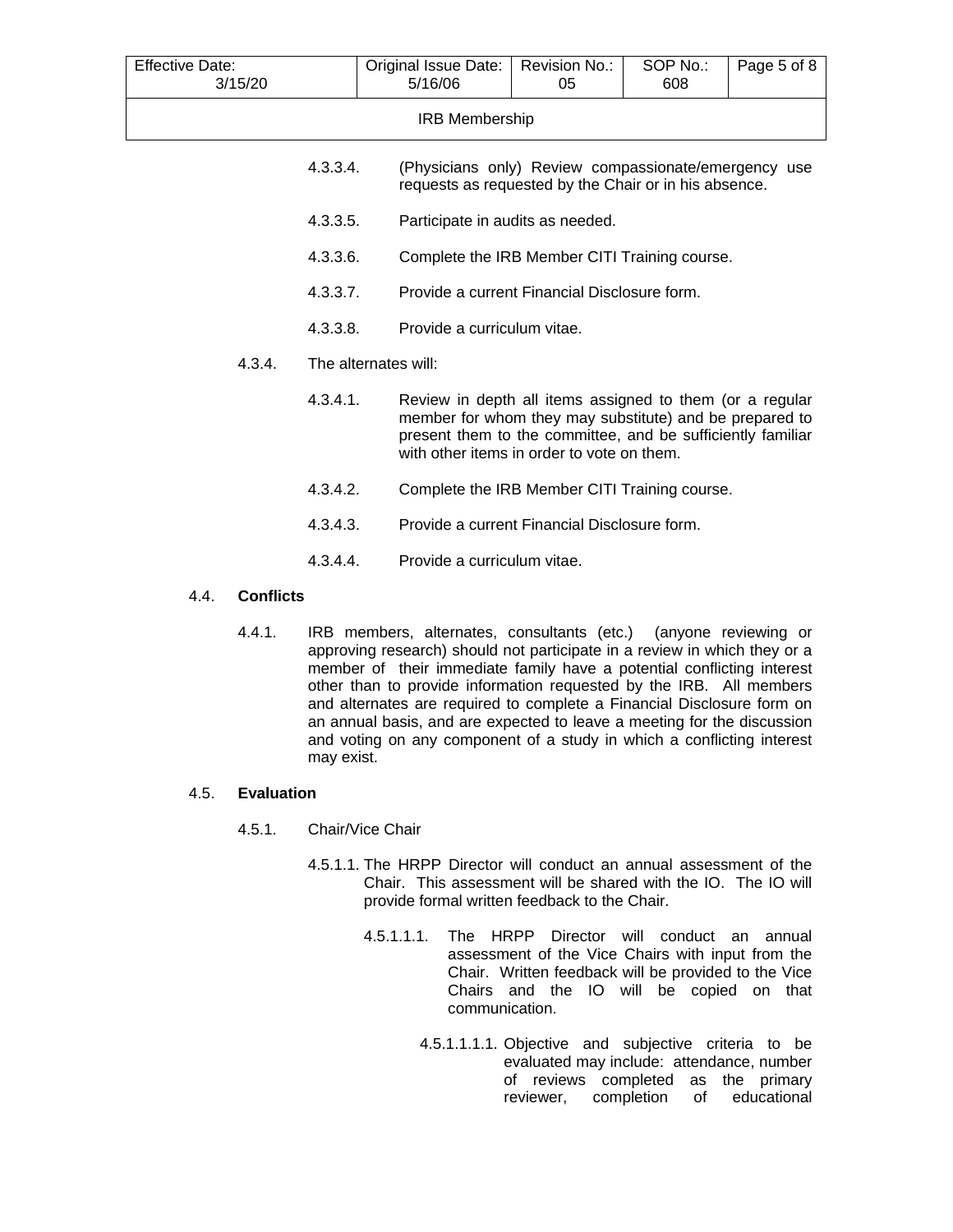4.3.3.4. (Physicians only) Review compassionate/emergency use requests as requested by the Chair or in his absence.

4.3.3.5. Participate in audits as needed.

4.3.3.6. Complete the IRB Member CITI Training course.

4.3.3.7. Provide a current Financial Disclosure form.

4.3.3.8. Provide a curriculum vitae.

4.3.4. The alternates will:

4.3.4.1. Review in depth all items assigned to them (or a regular member for whom they may substitute) and be prepared to present them to the committee, and be sufficiently familiar with other items in order to vote on them.

4.3.4.2. Complete the IRB Member CITI Training course.

4.3.4.3. Provide a current Financial Disclosure form.

4.3.4.4. Provide a curriculum vitae.

## 4.4. **Conflicts**

4.4.1. IRB members, alternates, consultants (etc.) (anyone reviewing or approving research) should not participate in a review in which they or a member of their immediate family have a potential conflicting interest other than to provide information requested by the IRB. All members and alternates are required to complete a Financial Disclosure form on an annual basis, and are expected to leave a meeting for the discussion and voting on any component of a study in which a conflicting interest may exist.

## 4.5. **Evaluation**

4.5.1. Chair/Vice Chair

4.5.1.1. The HRPP Director will conduct an annual assessment of the Chair. This assessment will be shared with the IO. The IO will provide formal written feedback to the Chair.

4.5.1.1.1. The HRPP Director will conduct an annual assessment of the Vice Chairs with input from the Chair. Written feedback will be provided to the Vice Chairs and the IO will be copied on that communication.

4.5.1.1.1.1. Objective and subjective criteria to be evaluated may include: attendance, number of reviews completed as the primary reviewer, completion of educational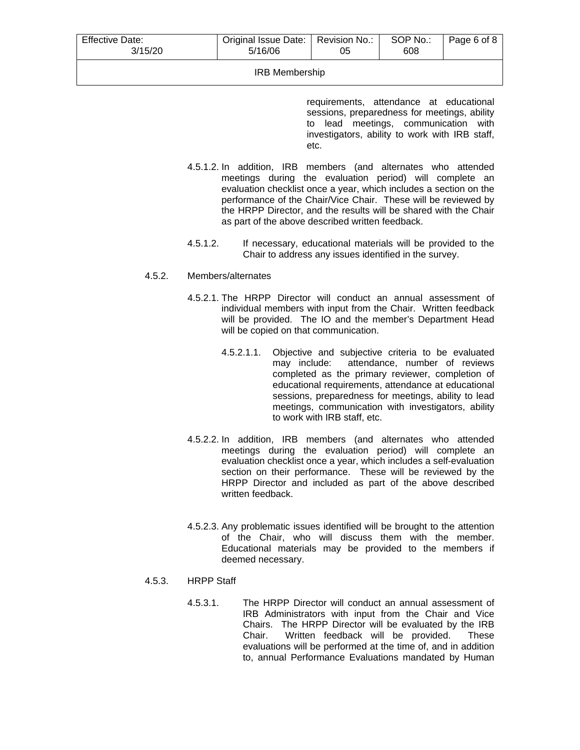requirements, attendance at educational sessions, preparedness for meetings, ability to lead meetings, communication with investigators, ability to work with IRB staff, etc.

4.5.1.2. In addition, IRB members (and alternates who attended meetings during the evaluation period) will complete an evaluation checklist once a year, which includes a section on the performance of the Chair/Vice Chair. These will be reviewed by the HRPP Director, and the results will be shared with the Chair as part of the above described written feedback.

4.5.1.2. If necessary, educational materials will be provided to the Chair to address any issues identified in the survey.

4.5.2. Members/alternates

4.5.2.1. The HRPP Director will conduct an annual assessment of individual members with input from the Chair. Written feedback will be provided. The IO and the member's Department Head will be copied on that communication.

4.5.2.1.1. Objective and subjective criteria to be evaluated may include: attendance, number of reviews completed as the primary reviewer, completion of educational requirements, attendance at educational sessions, preparedness for meetings, ability to lead meetings, communication with investigators, ability to work with IRB staff, etc.

4.5.2.2. In addition, IRB members (and alternates who attended meetings during the evaluation period) will complete an evaluation checklist once a year, which includes a self-evaluation section on their performance. These will be reviewed by the HRPP Director and included as part of the above described written feedback.

4.5.2.3. Any problematic issues identified will be brought to the attention of the Chair, who will discuss them with the member. Educational materials may be provided to the members if deemed necessary.

4.5.3. HRPP Staff

4.5.3.1. The HRPP Director will conduct an annual assessment of IRB Administrators with input from the Chair and Vice Chairs. The HRPP Director will be evaluated by the IRB Chair. Written feedback will be provided. These evaluations will be performed at the time of, and in addition to, annual Performance Evaluations mandated by Human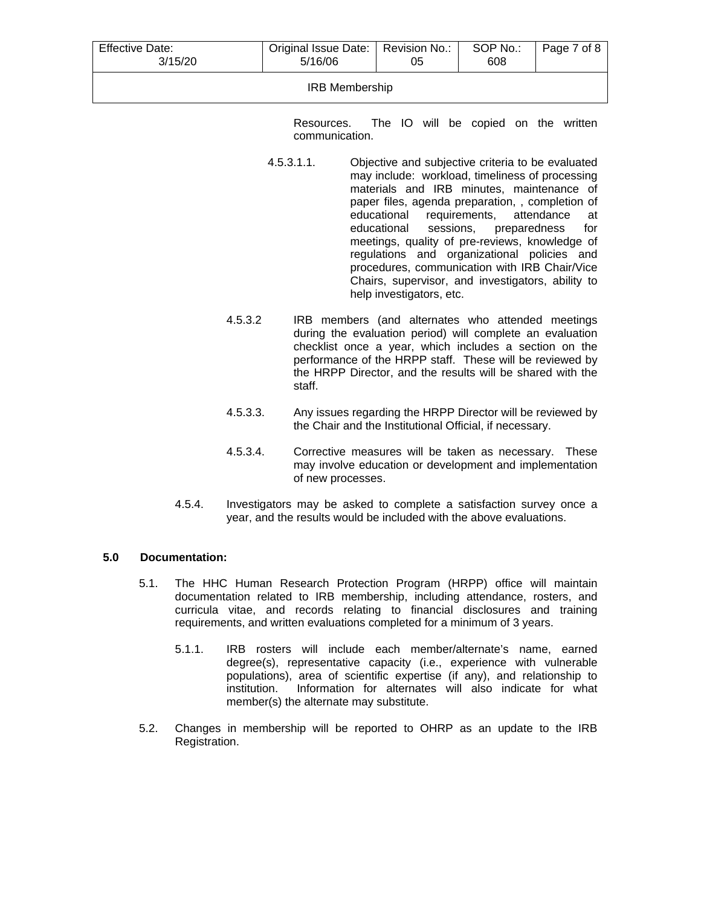Resources. The IO will be copied on the written communication.

4.5.3.1.1. Objective and subjective criteria to be evaluated may include: workload, timeliness of processing materials and IRB minutes, maintenance of paper files, agenda preparation, , completion of educational requirements, attendance at educational sessions, preparedness for meetings, quality of pre-reviews, knowledge of regulations and organizational policies and procedures, communication with IRB Chair/Vice Chairs, supervisor, and investigators, ability to help investigators, etc.

4.5.3.2 IRB members (and alternates who attended meetings during the evaluation period) will complete an evaluation checklist once a year, which includes a section on the performance of the HRPP staff. These will be reviewed by the HRPP Director, and the results will be shared with the staff.

4.5.3.3. Any issues regarding the HRPP Director will be reviewed by the Chair and the Institutional Official, if necessary.

4.5.3.4. Corrective measures will be taken as necessary. These may involve education or development and implementation of new processes.

4.5.4. Investigators may be asked to complete a satisfaction survey once a year, and the results would be included with the above evaluations.

## 5.0 Documentation:

5.1. The HHC Human Research Protection Program (HRPP) office will maintain documentation related to IRB membership, including attendance, rosters, and curricula vitae, and records relating to financial disclosures and training requirements, and written evaluations completed for a minimum of 3 years.

5.1.1. IRB rosters will include each member/alternate's name, earned degree(s), representative capacity (i.e., experience with vulnerable populations), area of scientific expertise (if any), and relationship to institution. Information for alternates will also indicate for what member(s) the alternate may substitute.

5.2. Changes in membership will be reported to OHRP as an update to the IRB Registration.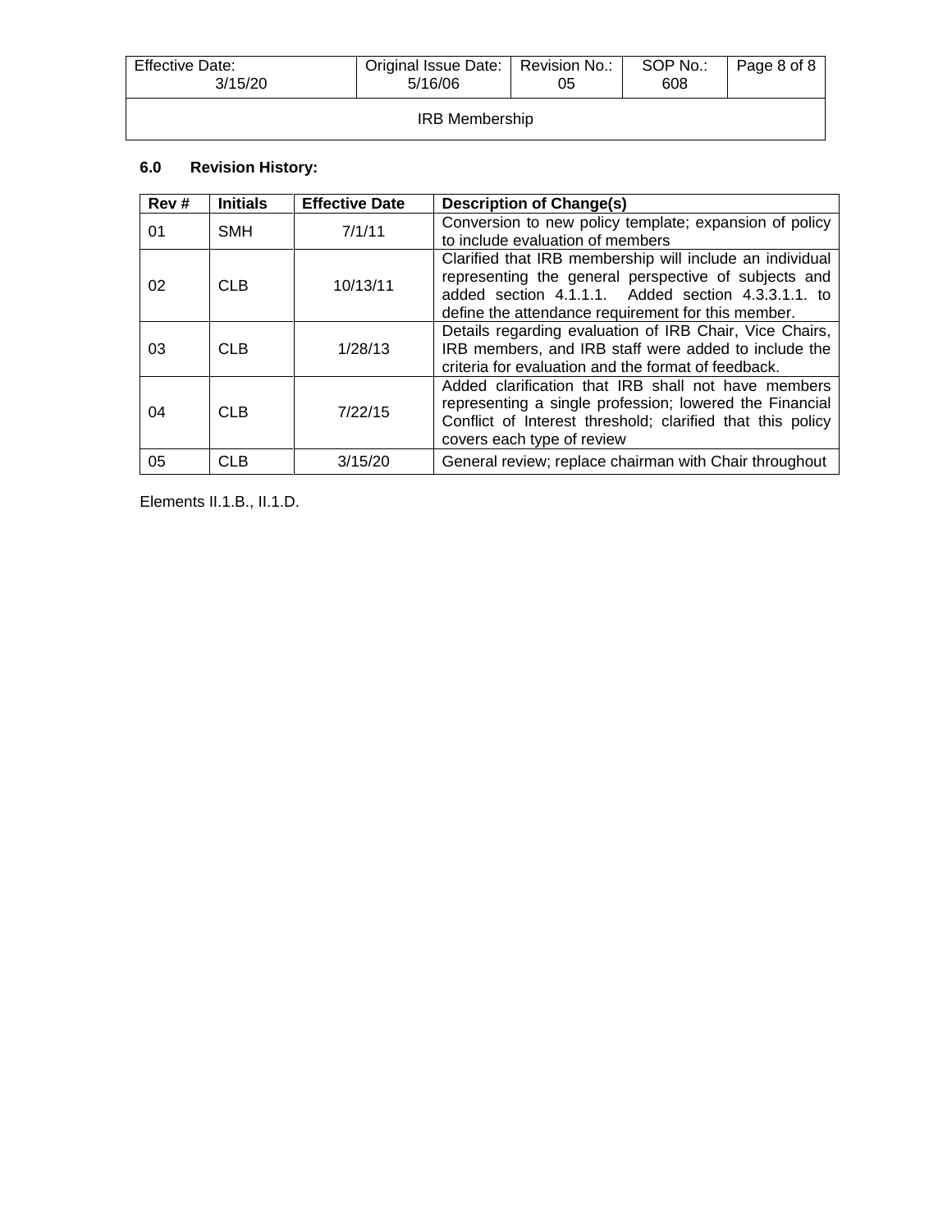### 6.0 Revision History:

| Rev # | Initials | Effective Date | Description of Change(s) |
|---|---|---|---|
| 01 | SMH | 7/1/11 | Conversion to new policy template; expansion of policy to include evaluation of members |
| 02 | CLB | 10/13/11 | Clarified that IRB membership will include an individual representing the general perspective of subjects and added section 4.1.1.1. Added section 4.3.3.1.1. to define the attendance requirement for this member. |
| 03 | CLB | 1/28/13 | Details regarding evaluation of IRB Chair, Vice Chairs, IRB members, and IRB staff were added to include the criteria for evaluation and the format of feedback. |
| 04 | CLB | 7/22/15 | Added clarification that IRB shall not have members representing a single profession; lowered the Financial Conflict of Interest threshold; clarified that this policy covers each type of review |
| 05 | CLB | 3/15/20 | General review; replace chairman with Chair throughout |

Elements II.1.B., II.1.D.